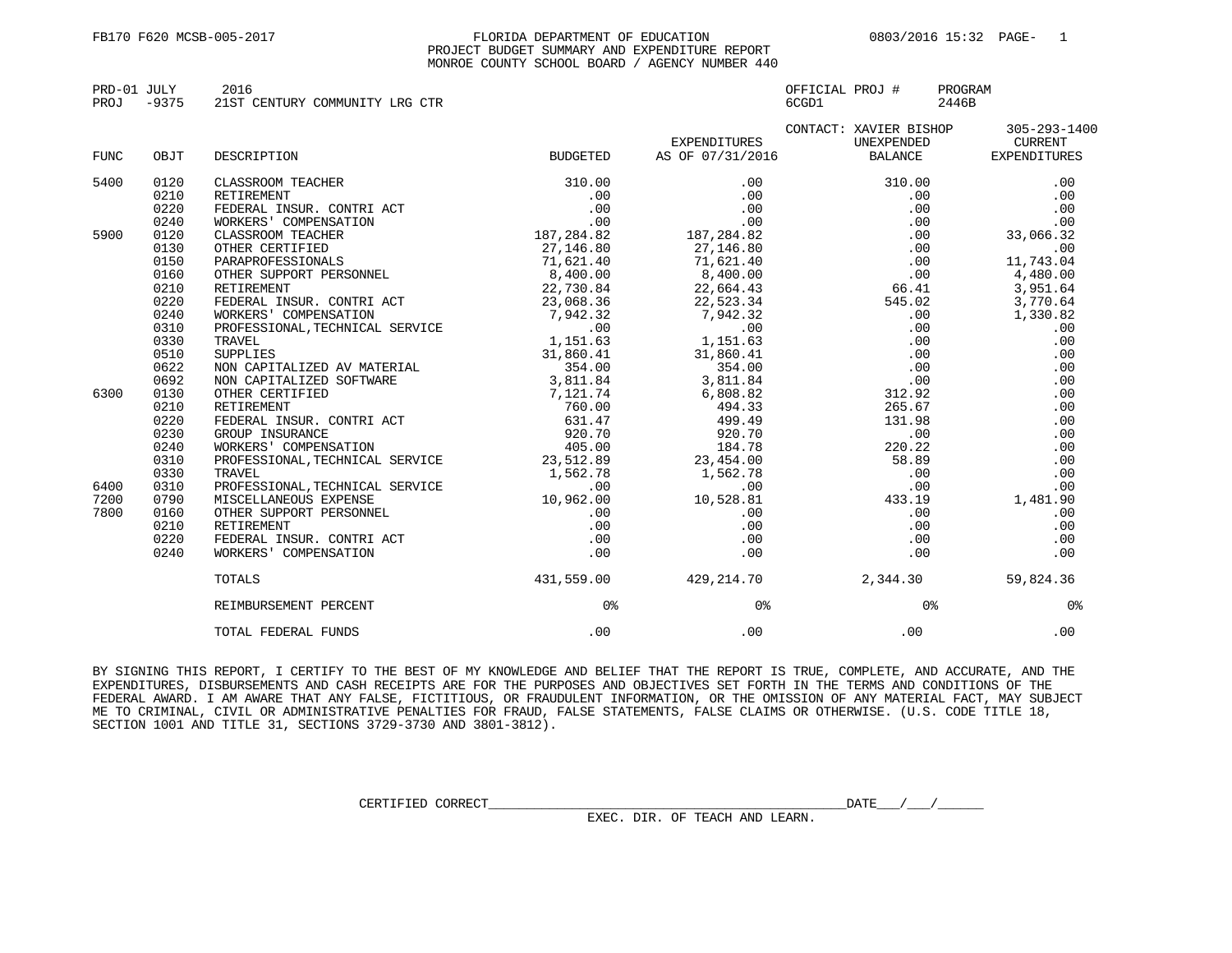FB170 F620 MCSB-005-2017

FLORIDA DEPARTMENT OF EDUCATION
PROJECT BUDGET SUMMARY AND EXPENDITURE REPORT
MONROE COUNTY SCHOOL BOARD / AGENCY NUMBER 440

0803/2016 15:32

PRD-01 JULY 2016 OFFICIAL PROJ # 6CGD1 PROGRAM 2446B
PROJ -9375 21ST CENTURY COMMUNITY LRG CTR

CONTACT: XAVIER BISHOP 305-293-1400

| FUNC | OBJT | DESCRIPTION | BUDGETED | EXPENDITURES AS OF 07/31/2016 | UNEXPENDED BALANCE | CURRENT EXPENDITURES |
|---|---|---|---|---|---|---|
| 5400 | 0120 | CLASSROOM TEACHER | 310.00 | .00 | 310.00 | .00 |
| | 0210 | RETIREMENT | .00 | .00 | .00 | .00 |
| | 0220 | FEDERAL INSUR. CONTRI ACT | .00 | .00 | .00 | .00 |
| | 0240 | WORKERS' COMPENSATION | .00 | .00 | .00 | .00 |
| 5900 | 0120 | CLASSROOM TEACHER | 187,284.82 | 187,284.82 | .00 | 33,066.32 |
| | 0130 | OTHER CERTIFIED | 27,146.80 | 27,146.80 | .00 | .00 |
| | 0150 | PARAPROFESSIONALS | 71,621.40 | 71,621.40 | .00 | 11,743.04 |
| | 0160 | OTHER SUPPORT PERSONNEL | 8,400.00 | 8,400.00 | .00 | 4,480.00 |
| | 0210 | RETIREMENT | 22,730.84 | 22,664.43 | 66.41 | 3,951.64 |
| | 0220 | FEDERAL INSUR. CONTRI ACT | 23,068.36 | 22,523.34 | 545.02 | 3,770.64 |
| | 0240 | WORKERS' COMPENSATION | 7,942.32 | 7,942.32 | .00 | 1,330.82 |
| | 0310 | PROFESSIONAL,TECHNICAL SERVICE | .00 | .00 | .00 | .00 |
| | 0330 | TRAVEL | 1,151.63 | 1,151.63 | .00 | .00 |
| | 0510 | SUPPLIES | 31,860.41 | 31,860.41 | .00 | .00 |
| | 0622 | NON CAPITALIZED AV MATERIAL | 354.00 | 354.00 | .00 | .00 |
| | 0692 | NON CAPITALIZED SOFTWARE | 3,811.84 | 3,811.84 | .00 | .00 |
| 6300 | 0130 | OTHER CERTIFIED | 7,121.74 | 6,808.82 | 312.92 | .00 |
| | 0210 | RETIREMENT | 760.00 | 494.33 | 265.67 | .00 |
| | 0220 | FEDERAL INSUR. CONTRI ACT | 631.47 | 499.49 | 131.98 | .00 |
| | 0230 | GROUP INSURANCE | 920.70 | 920.70 | .00 | .00 |
| | 0240 | WORKERS' COMPENSATION | 405.00 | 184.78 | 220.22 | .00 |
| | 0310 | PROFESSIONAL,TECHNICAL SERVICE | 23,512.89 | 23,454.00 | 58.89 | .00 |
| | 0330 | TRAVEL | 1,562.78 | 1,562.78 | .00 | .00 |
| 6400 | 0310 | PROFESSIONAL,TECHNICAL SERVICE | .00 | .00 | .00 | .00 |
| 7200 | 0790 | MISCELLANEOUS EXPENSE | 10,962.00 | 10,528.81 | 433.19 | 1,481.90 |
| 7800 | 0160 | OTHER SUPPORT PERSONNEL | .00 | .00 | .00 | .00 |
| | 0210 | RETIREMENT | .00 | .00 | .00 | .00 |
| | 0220 | FEDERAL INSUR. CONTRI ACT | .00 | .00 | .00 | .00 |
| | 0240 | WORKERS' COMPENSATION | .00 | .00 | .00 | .00 |
| | | TOTALS | 431,559.00 | 429,214.70 | 2,344.30 | 59,824.36 |
| | | REIMBURSEMENT PERCENT | 0% | 0% | 0% | 0% |
| | | TOTAL FEDERAL FUNDS | .00 | .00 | .00 | .00 |

BY SIGNING THIS REPORT, I CERTIFY TO THE BEST OF MY KNOWLEDGE AND BELIEF THAT THE REPORT IS TRUE, COMPLETE, AND ACCURATE, AND THE EXPENDITURES, DISBURSEMENTS AND CASH RECEIPTS ARE FOR THE PURPOSES AND OBJECTIVES SET FORTH IN THE TERMS AND CONDITIONS OF THE FEDERAL AWARD. I AM AWARE THAT ANY FALSE, FICTITIOUS, OR FRAUDULENT INFORMATION, OR THE OMISSION OF ANY MATERIAL FACT, MAY SUBJECT ME TO CRIMINAL, CIVIL OR ADMINISTRATIVE PENALTIES FOR FRAUD, FALSE STATEMENTS, FALSE CLAIMS OR OTHERWISE. (U.S. CODE TITLE 18, SECTION 1001 AND TITLE 31, SECTIONS 3729-3730 AND 3801-3812).

CERTIFIED CORRECT________________________________________________DATE___/___/______
EXEC. DIR. OF TEACH AND LEARN.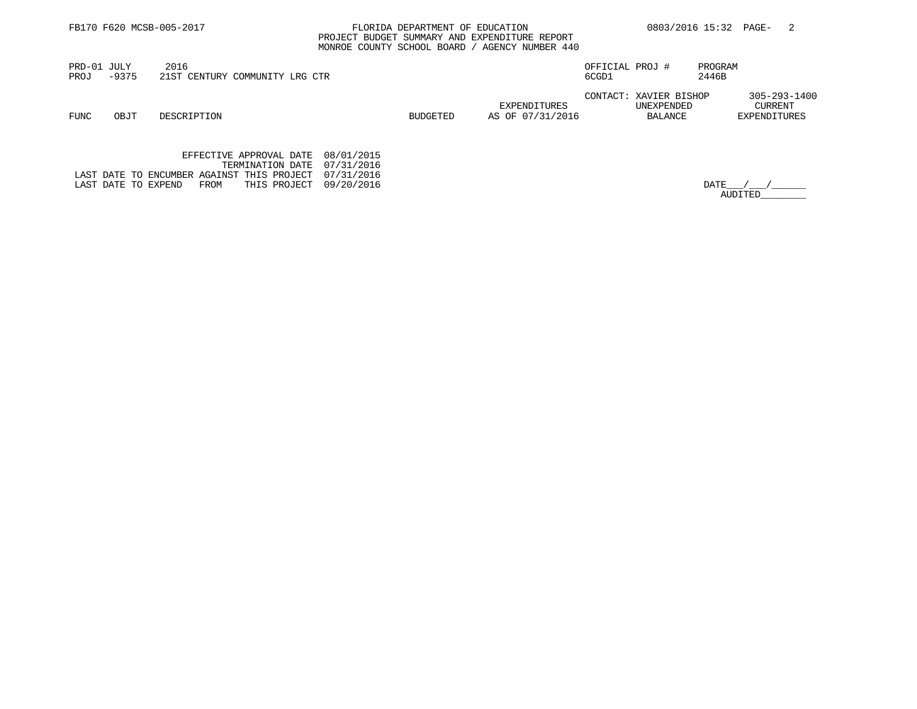FB170 F620 MCSB-005-2017 FLORIDA DEPARTMENT OF EDUCATION 0803/2016 15:32 PAGE- 2

PROJECT BUDGET SUMMARY AND EXPENDITURE REPORT

MONROE COUNTY SCHOOL BOARD / AGENCY NUMBER 440

PRD-01 JULY 2016 OFFICIAL PROJ # PROGRAM

PROJ -9375 21ST CENTURY COMMUNITY LRG CTR 6CGD1 2446B

CONTACT: XAVIER BISHOP 305-293-1400

| FUNC | OBJT | DESCRIPTION | BUDGETED | EXPENDITURES AS OF 07/31/2016 | UNEXPENDED BALANCE | CURRENT EXPENDITURES |
|---|---|---|---|---|---|---|

EFFECTIVE APPROVAL DATE 08/01/2015

TERMINATION DATE 07/31/2016

LAST DATE TO ENCUMBER AGAINST THIS PROJECT 07/31/2016

LAST DATE TO EXPEND FROM THIS PROJECT 09/20/2016

DATE___/___/______

AUDITED________